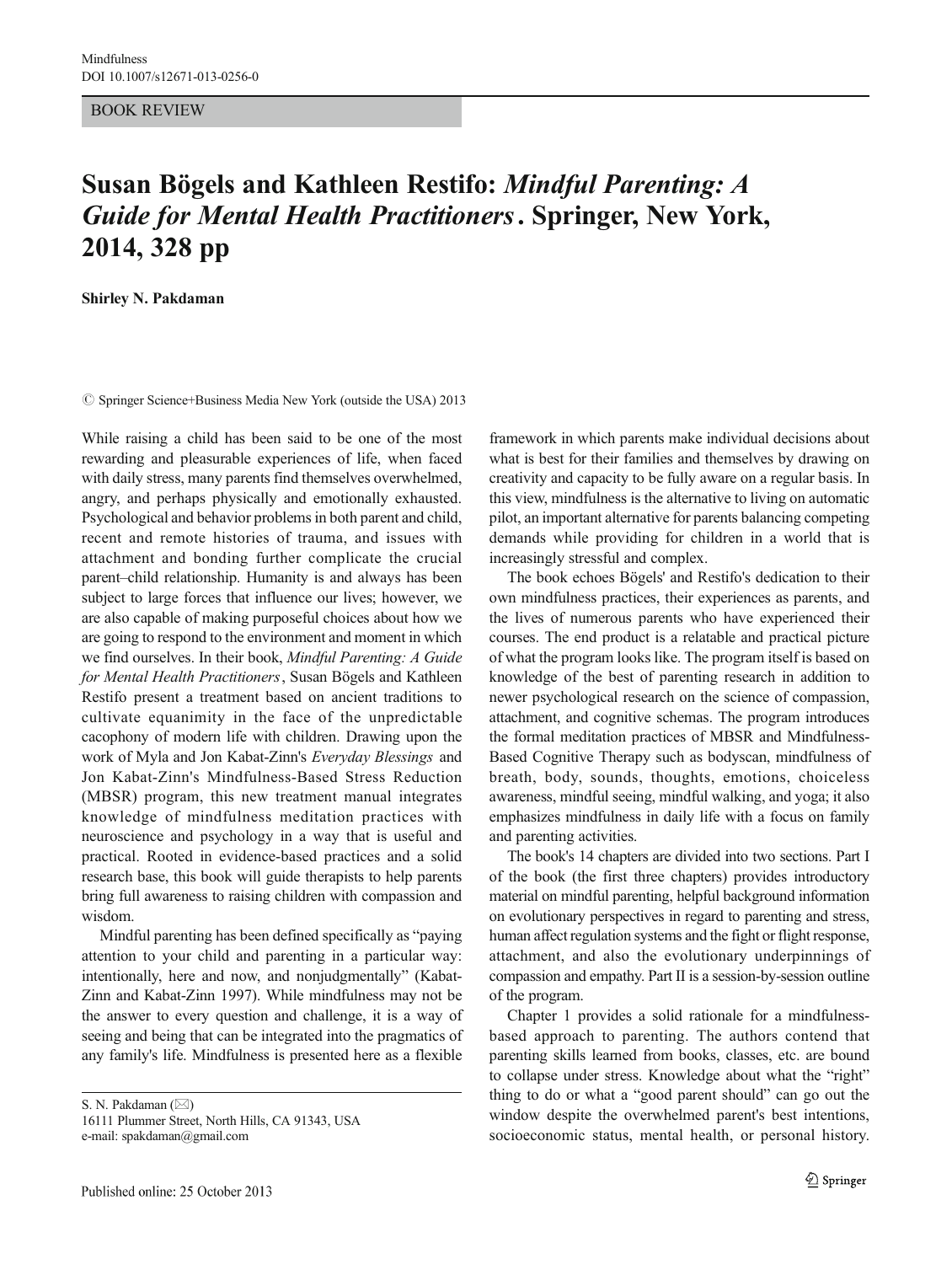BOOK REVIEW

# Susan Bögels and Kathleen Restifo: *Mindful Parenting: A Guide for Mental Health Practitioners*. Springer, New York, 2014, 328 pp

**Shirley N. Pakdaman**

© Springer Science+Business Media New York (outside the USA) 2013

While raising a child has been said to be one of the most rewarding and pleasurable experiences of life, when faced with daily stress, many parents find themselves overwhelmed, angry, and perhaps physically and emotionally exhausted. Psychological and behavior problems in both parent and child, recent and remote histories of trauma, and issues with attachment and bonding further complicate the crucial parent–child relationship. Humanity is and always has been subject to large forces that influence our lives; however, we are also capable of making purposeful choices about how we are going to respond to the environment and moment in which we find ourselves. In their book, *Mindful Parenting: A Guide for Mental Health Practitioners*, Susan Bögels and Kathleen Restifo present a treatment based on ancient traditions to cultivate equanimity in the face of the unpredictable cacophony of modern life with children. Drawing upon the work of Myla and Jon Kabat-Zinn's *Everyday Blessings* and Jon Kabat-Zinn's Mindfulness-Based Stress Reduction (MBSR) program, this new treatment manual integrates knowledge of mindfulness meditation practices with neuroscience and psychology in a way that is useful and practical. Rooted in evidence-based practices and a solid research base, this book will guide therapists to help parents bring full awareness to raising children with compassion and wisdom.

Mindful parenting has been defined specifically as "paying attention to your child and parenting in a particular way: intentionally, here and now, and nonjudgmentally" (Kabat-Zinn and Kabat-Zinn 1997). While mindfulness may not be the answer to every question and challenge, it is a way of seeing and being that can be integrated into the pragmatics of any family's life. Mindfulness is presented here as a flexible framework in which parents make individual decisions about what is best for their families and themselves by drawing on creativity and capacity to be fully aware on a regular basis. In this view, mindfulness is the alternative to living on automatic pilot, an important alternative for parents balancing competing demands while providing for children in a world that is increasingly stressful and complex.

The book echoes Bögels' and Restifo's dedication to their own mindfulness practices, their experiences as parents, and the lives of numerous parents who have experienced their courses. The end product is a relatable and practical picture of what the program looks like. The program itself is based on knowledge of the best of parenting research in addition to newer psychological research on the science of compassion, attachment, and cognitive schemas. The program introduces the formal meditation practices of MBSR and Mindfulness-Based Cognitive Therapy such as bodyscan, mindfulness of breath, body, sounds, thoughts, emotions, choiceless awareness, mindful seeing, mindful walking, and yoga; it also emphasizes mindfulness in daily life with a focus on family and parenting activities.

The book's 14 chapters are divided into two sections. Part I of the book (the first three chapters) provides introductory material on mindful parenting, helpful background information on evolutionary perspectives in regard to parenting and stress, human affect regulation systems and the fight or flight response, attachment, and also the evolutionary underpinnings of compassion and empathy. Part II is a session-by-session outline of the program.

Chapter 1 provides a solid rationale for a mindfulness-based approach to parenting. The authors contend that parenting skills learned from books, classes, etc. are bound to collapse under stress. Knowledge about what the "right" thing to do or what a "good parent should" can go out the window despite the overwhelmed parent's best intentions, socioeconomic status, mental health, or personal history.

S. N. Pakdaman (✉)
16111 Plummer Street, North Hills, CA 91343, USA
e-mail: spakdaman@gmail.com

Published online: 25 October 2013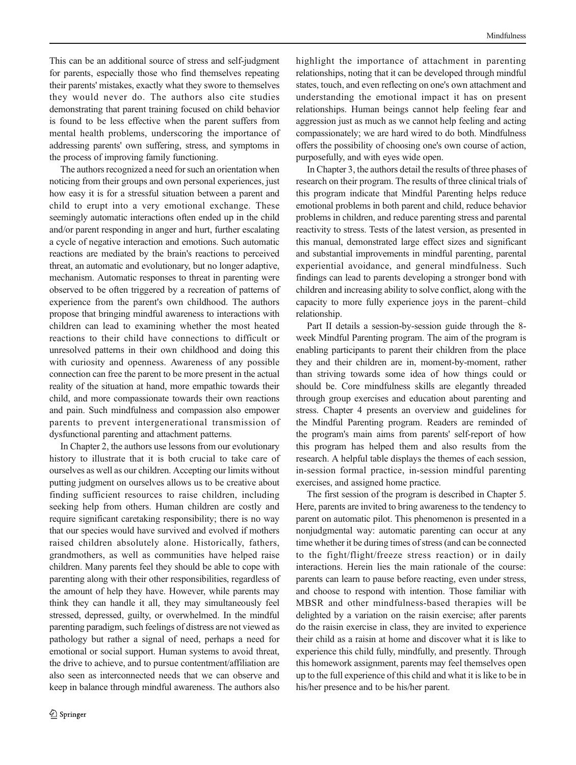This can be an additional source of stress and self-judgment for parents, especially those who find themselves repeating their parents' mistakes, exactly what they swore to themselves they would never do. The authors also cite studies demonstrating that parent training focused on child behavior is found to be less effective when the parent suffers from mental health problems, underscoring the importance of addressing parents' own suffering, stress, and symptoms in the process of improving family functioning.

The authors recognized a need for such an orientation when noticing from their groups and own personal experiences, just how easy it is for a stressful situation between a parent and child to erupt into a very emotional exchange. These seemingly automatic interactions often ended up in the child and/or parent responding in anger and hurt, further escalating a cycle of negative interaction and emotions. Such automatic reactions are mediated by the brain's reactions to perceived threat, an automatic and evolutionary, but no longer adaptive, mechanism. Automatic responses to threat in parenting were observed to be often triggered by a recreation of patterns of experience from the parent's own childhood. The authors propose that bringing mindful awareness to interactions with children can lead to examining whether the most heated reactions to their child have connections to difficult or unresolved patterns in their own childhood and doing this with curiosity and openness. Awareness of any possible connection can free the parent to be more present in the actual reality of the situation at hand, more empathic towards their child, and more compassionate towards their own reactions and pain. Such mindfulness and compassion also empower parents to prevent intergenerational transmission of dysfunctional parenting and attachment patterns.

In Chapter 2, the authors use lessons from our evolutionary history to illustrate that it is both crucial to take care of ourselves as well as our children. Accepting our limits without putting judgment on ourselves allows us to be creative about finding sufficient resources to raise children, including seeking help from others. Human children are costly and require significant caretaking responsibility; there is no way that our species would have survived and evolved if mothers raised children absolutely alone. Historically, fathers, grandmothers, as well as communities have helped raise children. Many parents feel they should be able to cope with parenting along with their other responsibilities, regardless of the amount of help they have. However, while parents may think they can handle it all, they may simultaneously feel stressed, depressed, guilty, or overwhelmed. In the mindful parenting paradigm, such feelings of distress are not viewed as pathology but rather a signal of need, perhaps a need for emotional or social support. Human systems to avoid threat, the drive to achieve, and to pursue contentment/affiliation are also seen as interconnected needs that we can observe and keep in balance through mindful awareness. The authors also highlight the importance of attachment in parenting relationships, noting that it can be developed through mindful states, touch, and even reflecting on one's own attachment and understanding the emotional impact it has on present relationships. Human beings cannot help feeling fear and aggression just as much as we cannot help feeling and acting compassionately; we are hard wired to do both. Mindfulness offers the possibility of choosing one's own course of action, purposefully, and with eyes wide open.

In Chapter 3, the authors detail the results of three phases of research on their program. The results of three clinical trials of this program indicate that Mindful Parenting helps reduce emotional problems in both parent and child, reduce behavior problems in children, and reduce parenting stress and parental reactivity to stress. Tests of the latest version, as presented in this manual, demonstrated large effect sizes and significant and substantial improvements in mindful parenting, parental experiential avoidance, and general mindfulness. Such findings can lead to parents developing a stronger bond with children and increasing ability to solve conflict, along with the capacity to more fully experience joys in the parent–child relationship.

Part II details a session-by-session guide through the 8-week Mindful Parenting program. The aim of the program is enabling participants to parent their children from the place they and their children are in, moment-by-moment, rather than striving towards some idea of how things could or should be. Core mindfulness skills are elegantly threaded through group exercises and education about parenting and stress. Chapter 4 presents an overview and guidelines for the Mindful Parenting program. Readers are reminded of the program's main aims from parents' self-report of how this program has helped them and also results from the research. A helpful table displays the themes of each session, in-session formal practice, in-session mindful parenting exercises, and assigned home practice.

The first session of the program is described in Chapter 5. Here, parents are invited to bring awareness to the tendency to parent on automatic pilot. This phenomenon is presented in a nonjudgmental way: automatic parenting can occur at any time whether it be during times of stress (and can be connected to the fight/flight/freeze stress reaction) or in daily interactions. Herein lies the main rationale of the course: parents can learn to pause before reacting, even under stress, and choose to respond with intention. Those familiar with MBSR and other mindfulness-based therapies will be delighted by a variation on the raisin exercise; after parents do the raisin exercise in class, they are invited to experience their child as a raisin at home and discover what it is like to experience this child fully, mindfully, and presently. Through this homework assignment, parents may feel themselves open up to the full experience of this child and what it is like to be in his/her presence and to be his/her parent.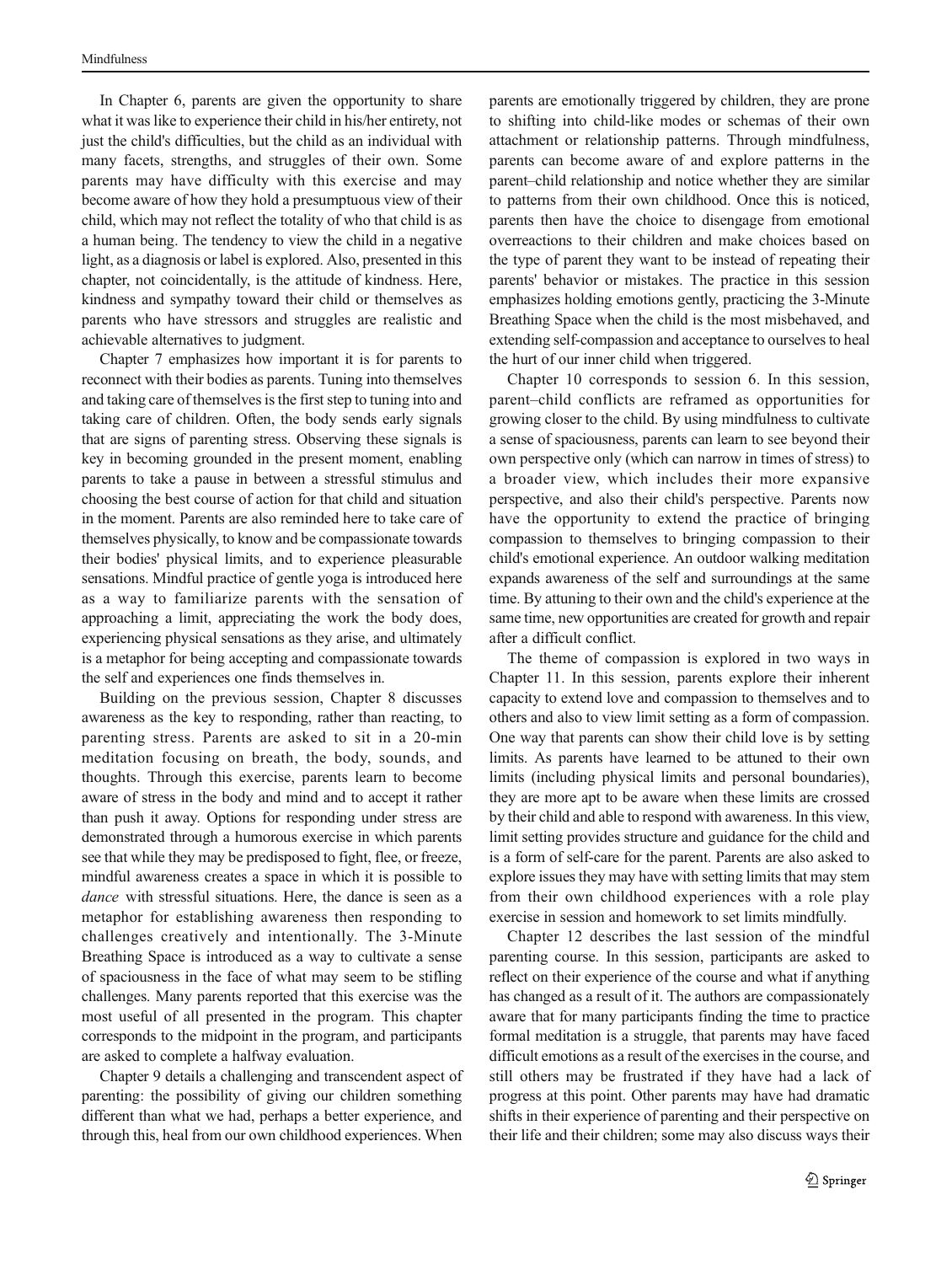In Chapter 6, parents are given the opportunity to share what it was like to experience their child in his/her entirety, not just the child's difficulties, but the child as an individual with many facets, strengths, and struggles of their own. Some parents may have difficulty with this exercise and may become aware of how they hold a presumptuous view of their child, which may not reflect the totality of who that child is as a human being. The tendency to view the child in a negative light, as a diagnosis or label is explored. Also, presented in this chapter, not coincidentally, is the attitude of kindness. Here, kindness and sympathy toward their child or themselves as parents who have stressors and struggles are realistic and achievable alternatives to judgment.

Chapter 7 emphasizes how important it is for parents to reconnect with their bodies as parents. Tuning into themselves and taking care of themselves is the first step to tuning into and taking care of children. Often, the body sends early signals that are signs of parenting stress. Observing these signals is key in becoming grounded in the present moment, enabling parents to take a pause in between a stressful stimulus and choosing the best course of action for that child and situation in the moment. Parents are also reminded here to take care of themselves physically, to know and be compassionate towards their bodies' physical limits, and to experience pleasurable sensations. Mindful practice of gentle yoga is introduced here as a way to familiarize parents with the sensation of approaching a limit, appreciating the work the body does, experiencing physical sensations as they arise, and ultimately is a metaphor for being accepting and compassionate towards the self and experiences one finds themselves in.

Building on the previous session, Chapter 8 discusses awareness as the key to responding, rather than reacting, to parenting stress. Parents are asked to sit in a 20-min meditation focusing on breath, the body, sounds, and thoughts. Through this exercise, parents learn to become aware of stress in the body and mind and to accept it rather than push it away. Options for responding under stress are demonstrated through a humorous exercise in which parents see that while they may be predisposed to fight, flee, or freeze, mindful awareness creates a space in which it is possible to *dance* with stressful situations. Here, the dance is seen as a metaphor for establishing awareness then responding to challenges creatively and intentionally. The 3-Minute Breathing Space is introduced as a way to cultivate a sense of spaciousness in the face of what may seem to be stifling challenges. Many parents reported that this exercise was the most useful of all presented in the program. This chapter corresponds to the midpoint in the program, and participants are asked to complete a halfway evaluation.

Chapter 9 details a challenging and transcendent aspect of parenting: the possibility of giving our children something different than what we had, perhaps a better experience, and through this, heal from our own childhood experiences. When parents are emotionally triggered by children, they are prone to shifting into child-like modes or schemas of their own attachment or relationship patterns. Through mindfulness, parents can become aware of and explore patterns in the parent–child relationship and notice whether they are similar to patterns from their own childhood. Once this is noticed, parents then have the choice to disengage from emotional overreactions to their children and make choices based on the type of parent they want to be instead of repeating their parents' behavior or mistakes. The practice in this session emphasizes holding emotions gently, practicing the 3-Minute Breathing Space when the child is the most misbehaved, and extending self-compassion and acceptance to ourselves to heal the hurt of our inner child when triggered.

Chapter 10 corresponds to session 6. In this session, parent–child conflicts are reframed as opportunities for growing closer to the child. By using mindfulness to cultivate a sense of spaciousness, parents can learn to see beyond their own perspective only (which can narrow in times of stress) to a broader view, which includes their more expansive perspective, and also their child's perspective. Parents now have the opportunity to extend the practice of bringing compassion to themselves to bringing compassion to their child's emotional experience. An outdoor walking meditation expands awareness of the self and surroundings at the same time. By attuning to their own and the child's experience at the same time, new opportunities are created for growth and repair after a difficult conflict.

The theme of compassion is explored in two ways in Chapter 11. In this session, parents explore their inherent capacity to extend love and compassion to themselves and to others and also to view limit setting as a form of compassion. One way that parents can show their child love is by setting limits. As parents have learned to be attuned to their own limits (including physical limits and personal boundaries), they are more apt to be aware when these limits are crossed by their child and able to respond with awareness. In this view, limit setting provides structure and guidance for the child and is a form of self-care for the parent. Parents are also asked to explore issues they may have with setting limits that may stem from their own childhood experiences with a role play exercise in session and homework to set limits mindfully.

Chapter 12 describes the last session of the mindful parenting course. In this session, participants are asked to reflect on their experience of the course and what if anything has changed as a result of it. The authors are compassionately aware that for many participants finding the time to practice formal meditation is a struggle, that parents may have faced difficult emotions as a result of the exercises in the course, and still others may be frustrated if they have had a lack of progress at this point. Other parents may have had dramatic shifts in their experience of parenting and their perspective on their life and their children; some may also discuss ways their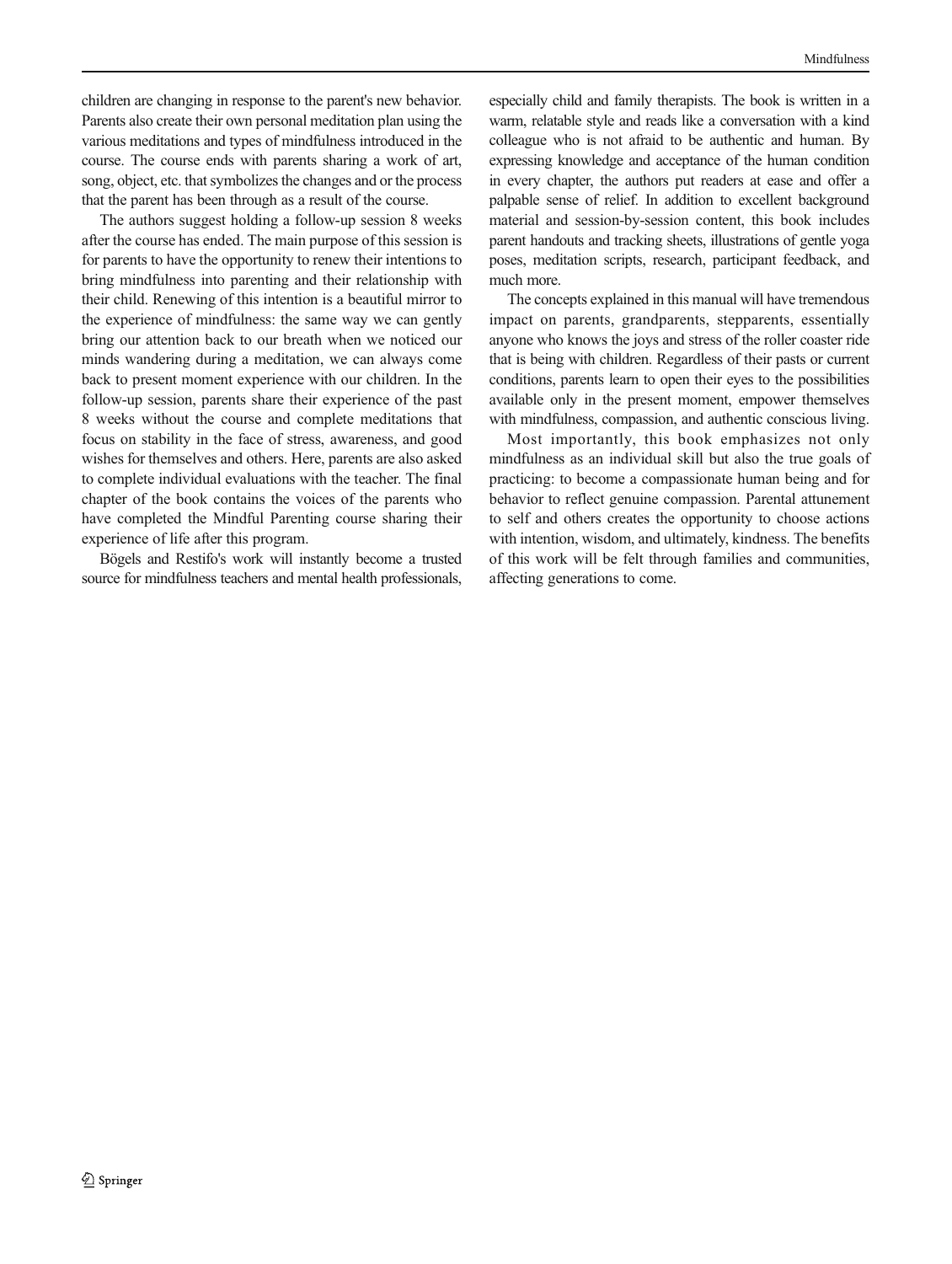children are changing in response to the parent's new behavior. Parents also create their own personal meditation plan using the various meditations and types of mindfulness introduced in the course. The course ends with parents sharing a work of art, song, object, etc. that symbolizes the changes and or the process that the parent has been through as a result of the course.

The authors suggest holding a follow-up session 8 weeks after the course has ended. The main purpose of this session is for parents to have the opportunity to renew their intentions to bring mindfulness into parenting and their relationship with their child. Renewing of this intention is a beautiful mirror to the experience of mindfulness: the same way we can gently bring our attention back to our breath when we noticed our minds wandering during a meditation, we can always come back to present moment experience with our children. In the follow-up session, parents share their experience of the past 8 weeks without the course and complete meditations that focus on stability in the face of stress, awareness, and good wishes for themselves and others. Here, parents are also asked to complete individual evaluations with the teacher. The final chapter of the book contains the voices of the parents who have completed the Mindful Parenting course sharing their experience of life after this program.

Bögels and Restifo's work will instantly become a trusted source for mindfulness teachers and mental health professionals, especially child and family therapists. The book is written in a warm, relatable style and reads like a conversation with a kind colleague who is not afraid to be authentic and human. By expressing knowledge and acceptance of the human condition in every chapter, the authors put readers at ease and offer a palpable sense of relief. In addition to excellent background material and session-by-session content, this book includes parent handouts and tracking sheets, illustrations of gentle yoga poses, meditation scripts, research, participant feedback, and much more.

The concepts explained in this manual will have tremendous impact on parents, grandparents, stepparents, essentially anyone who knows the joys and stress of the roller coaster ride that is being with children. Regardless of their pasts or current conditions, parents learn to open their eyes to the possibilities available only in the present moment, empower themselves with mindfulness, compassion, and authentic conscious living.

Most importantly, this book emphasizes not only mindfulness as an individual skill but also the true goals of practicing: to become a compassionate human being and for behavior to reflect genuine compassion. Parental attunement to self and others creates the opportunity to choose actions with intention, wisdom, and ultimately, kindness. The benefits of this work will be felt through families and communities, affecting generations to come.